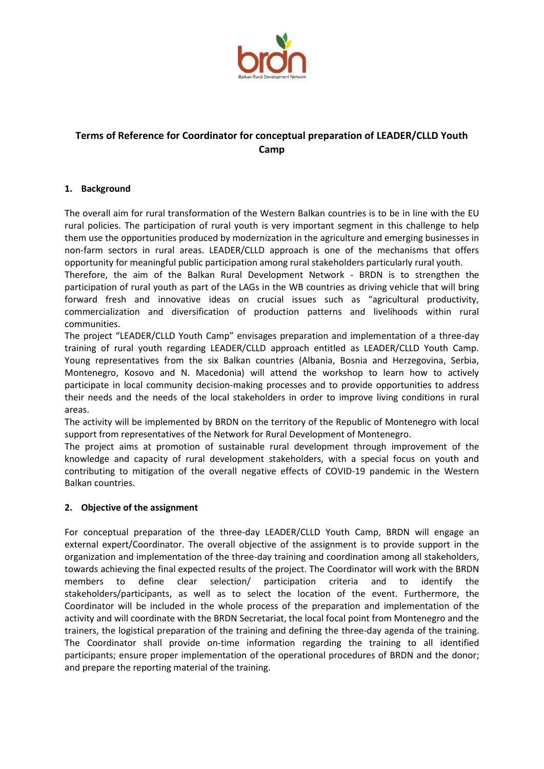# Terms of Reference for Coordinator for conceptual preparation of LEADER/CLLD Youth Camp

## 1. Background

The overall aim for rural transformation of the Western Balkan countries is to be in line with the EU rural policies. The participation of rural youth is very important segment in this challenge to help them use the opportunities produced by modernization in the agriculture and emerging businesses in non-farm sectors in rural areas. LEADER/CLLD approach is one of the mechanisms that offers opportunity for meaningful public participation among rural stakeholders particularly rural youth.

Therefore, the aim of the Balkan Rural Development Network - BRDN is to strengthen the participation of rural youth as part of the LAGs in the WB countries as driving vehicle that will bring forward fresh and innovative ideas on crucial issues such as "agricultural productivity, commercialization and diversification of production patterns and livelihoods within rural communities.

The project "LEADER/CLLD Youth Camp" envisages preparation and implementation of a three-day training of rural youth regarding LEADER/CLLD approach entitled as LEADER/CLLD Youth Camp. Young representatives from the six Balkan countries (Albania, Bosnia and Herzegovina, Serbia, Montenegro, Kosovo and N. Macedonia) will attend the workshop to learn how to actively participate in local community decision-making processes and to provide opportunities to address their needs and the needs of the local stakeholders in order to improve living conditions in rural areas.

The activity will be implemented by BRDN on the territory of the Republic of Montenegro with local support from representatives of the Network for Rural Development of Montenegro.

The project aims at promotion of sustainable rural development through improvement of the knowledge and capacity of rural development stakeholders, with a special focus on youth and contributing to mitigation of the overall negative effects of COVID-19 pandemic in the Western Balkan countries.

## 2. Objective of the assignment

For conceptual preparation of the three-day LEADER/CLLD Youth Camp, BRDN will engage an external expert/Coordinator. The overall objective of the assignment is to provide support in the organization and implementation of the three-day training and coordination among all stakeholders, towards achieving the final expected results of the project. The Coordinator will work with the BRDN members to define clear selection/ participation criteria and to identify the stakeholders/participants, as well as to select the location of the event. Furthermore, the Coordinator will be included in the whole process of the preparation and implementation of the activity and will coordinate with the BRDN Secretariat, the local focal point from Montenegro and the trainers, the logistical preparation of the training and defining the three-day agenda of the training. The Coordinator shall provide on-time information regarding the training to all identified participants; ensure proper implementation of the operational procedures of BRDN and the donor; and prepare the reporting material of the training.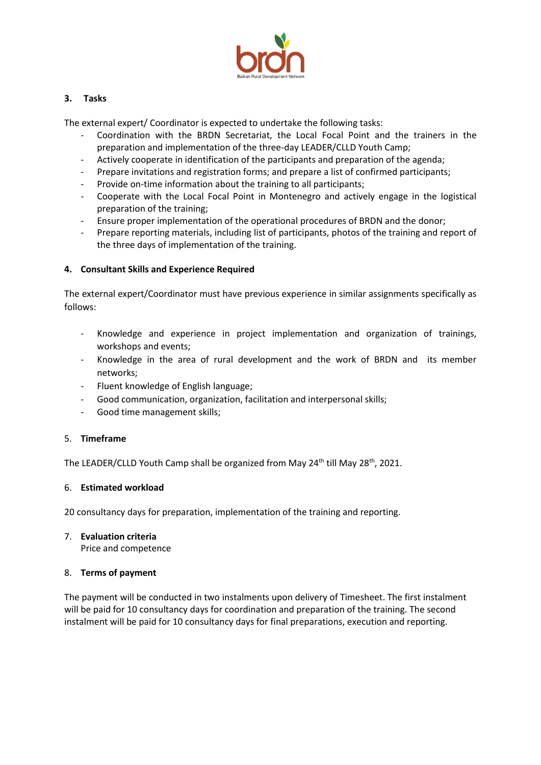## 3. Tasks

The external expert/ Coordinator is expected to undertake the following tasks:

- Coordination with the BRDN Secretariat, the Local Focal Point and the trainers in the preparation and implementation of the three-day LEADER/CLLD Youth Camp;
- Actively cooperate in identification of the participants and preparation of the agenda;
- Prepare invitations and registration forms; and prepare a list of confirmed participants;
- Provide on-time information about the training to all participants;
- Cooperate with the Local Focal Point in Montenegro and actively engage in the logistical preparation of the training;
- Ensure proper implementation of the operational procedures of BRDN and the donor;
- Prepare reporting materials, including list of participants, photos of the training and report of the three days of implementation of the training.

## 4. Consultant Skills and Experience Required

The external expert/Coordinator must have previous experience in similar assignments specifically as follows:

- Knowledge and experience in project implementation and organization of trainings, workshops and events;
- Knowledge in the area of rural development and the work of BRDN and its member networks;
- Fluent knowledge of English language;
- Good communication, organization, facilitation and interpersonal skills;
- Good time management skills;

## 5. Timeframe

The LEADER/CLLD Youth Camp shall be organized from May 24th till May 28th, 2021.

## 6. Estimated workload

20 consultancy days for preparation, implementation of the training and reporting.

## 7. Evaluation criteria

Price and competence

## 8. Terms of payment

The payment will be conducted in two instalments upon delivery of Timesheet. The first instalment will be paid for 10 consultancy days for coordination and preparation of the training. The second instalment will be paid for 10 consultancy days for final preparations, execution and reporting.